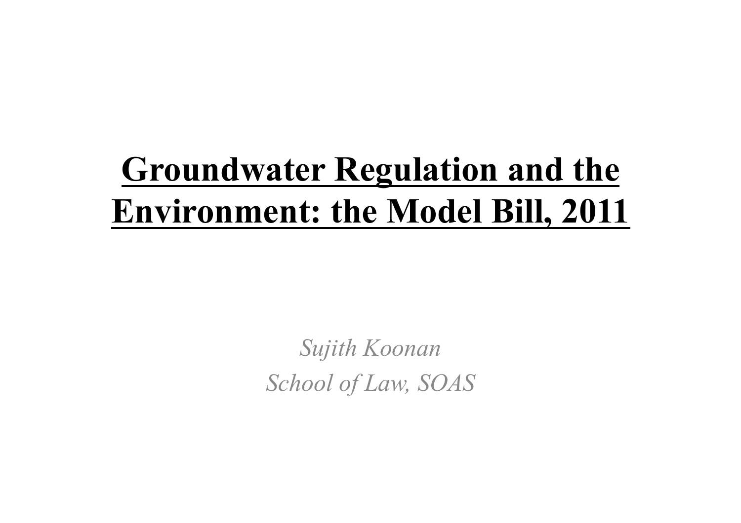# Groundwater Regulation and the Environment: the Model Bill, 2011

*Sujith Koonan*

*School of Law, SOAS*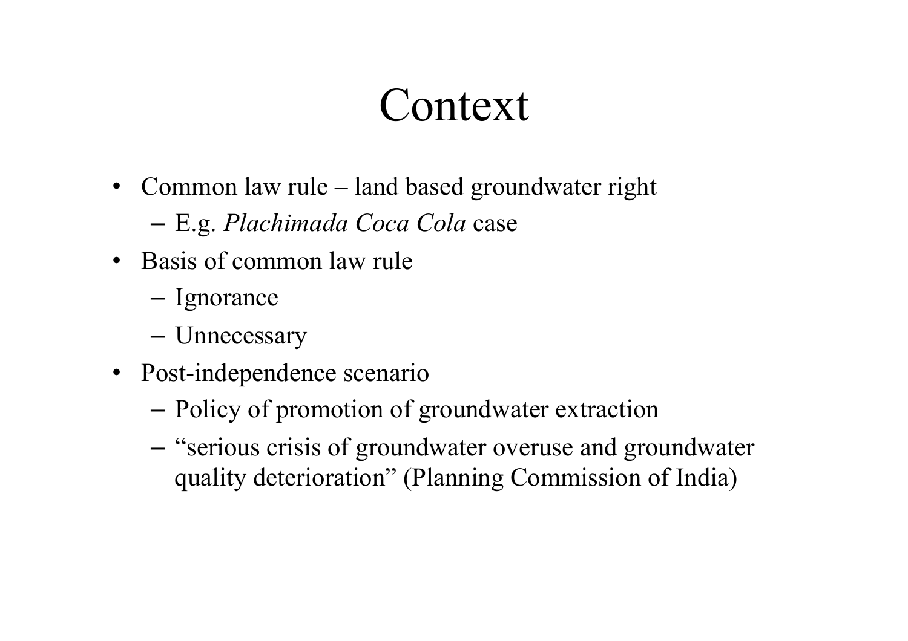# Context

- Common law rule – land based groundwater right
  - E.g. *Plachimada Coca Cola* case
- Basis of common law rule
  - Ignorance
  - Unnecessary
- Post-independence scenario
  - Policy of promotion of groundwater extraction
  - "serious crisis of groundwater overuse and groundwater quality deterioration" (Planning Commission of India)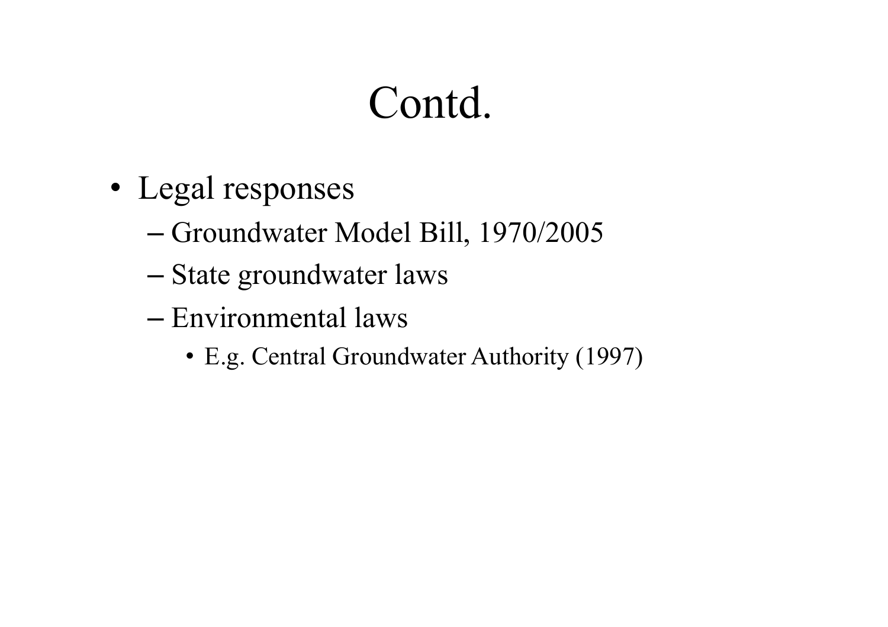# Contd.

- Legal responses
  - Groundwater Model Bill, 1970/2005
  - State groundwater laws
  - Environmental laws
    - E.g. Central Groundwater Authority (1997)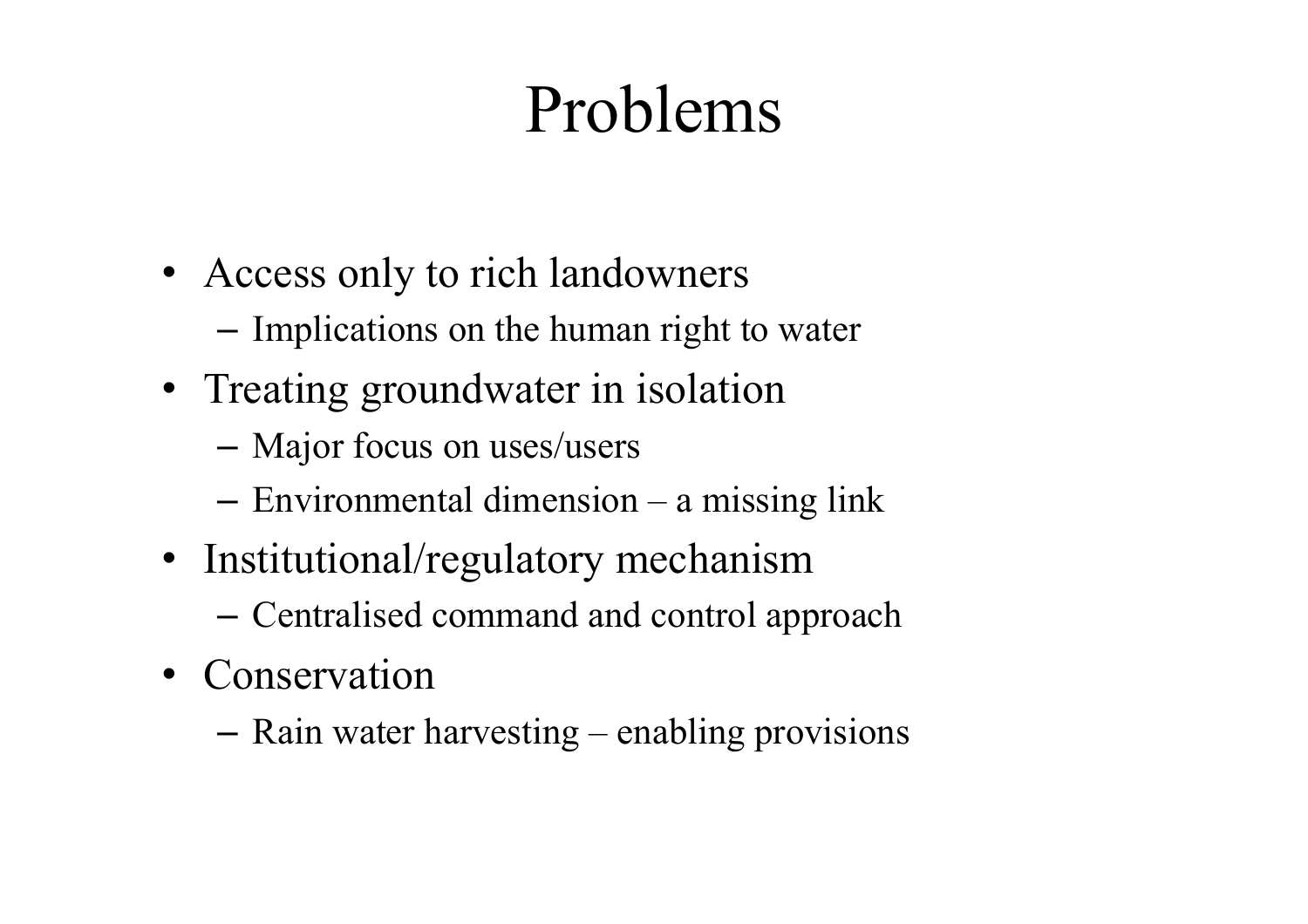# Problems

- Access only to rich landowners
  - Implications on the human right to water
- Treating groundwater in isolation
  - Major focus on uses/users
  - Environmental dimension – a missing link
- Institutional/regulatory mechanism
  - Centralised command and control approach
- Conservation
  - Rain water harvesting – enabling provisions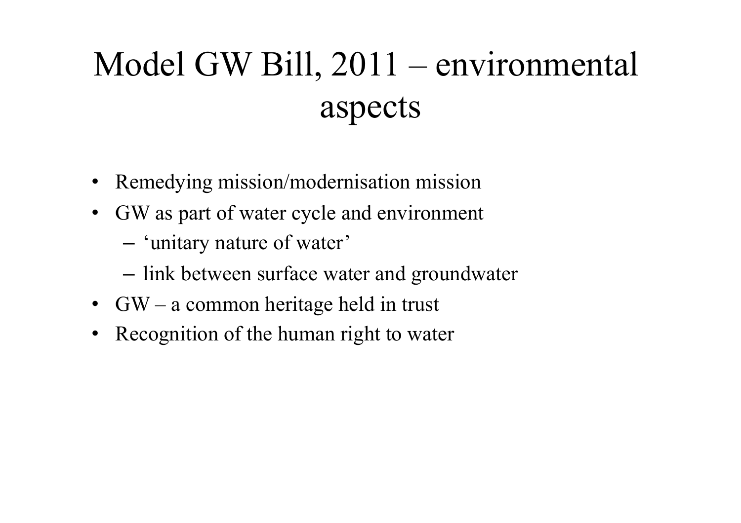# Model GW Bill, 2011 – environmental aspects

- Remedying mission/modernisation mission
- GW as part of water cycle and environment
  - ‘unitary nature of water’
  - link between surface water and groundwater
- GW – a common heritage held in trust
- Recognition of the human right to water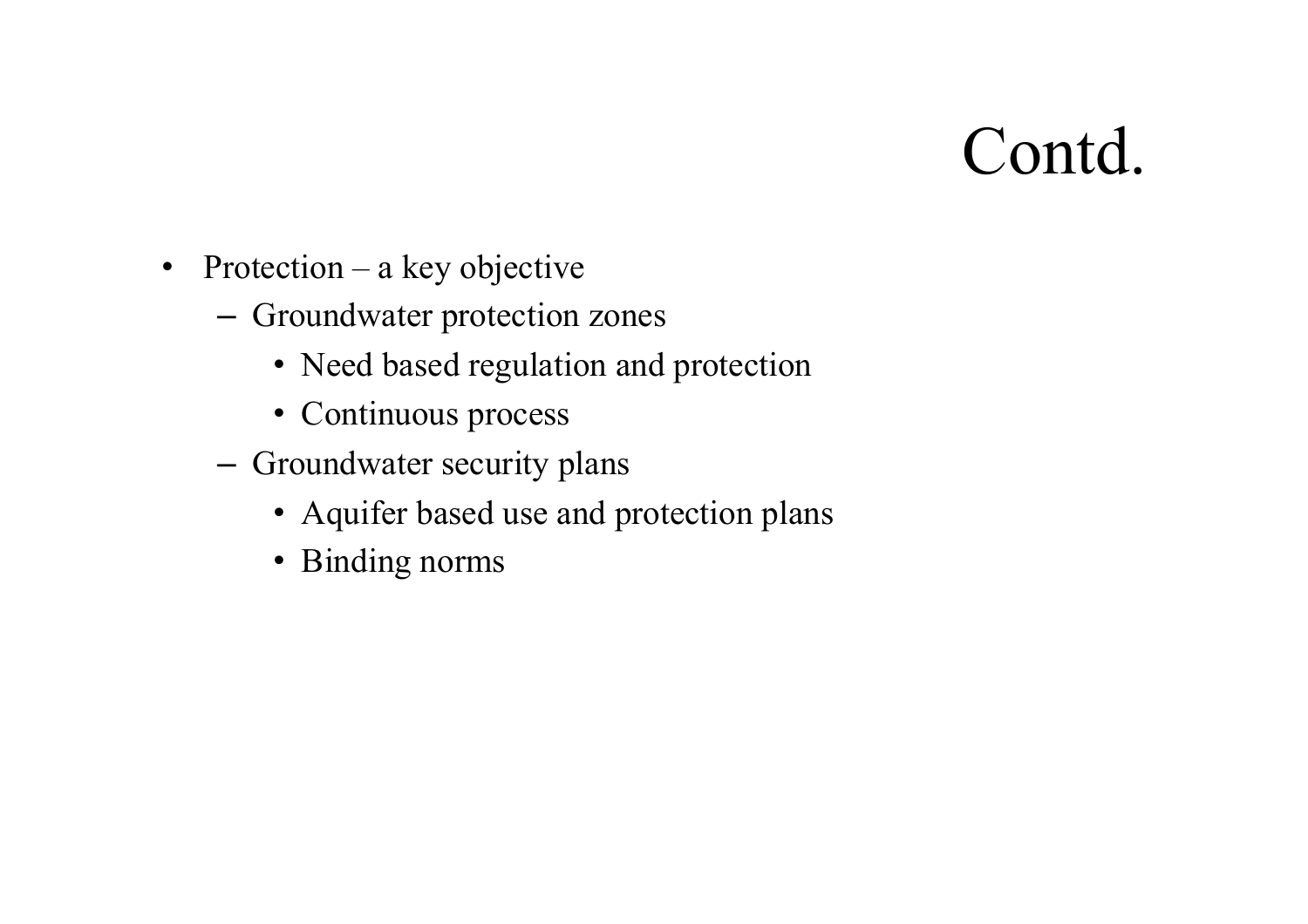# Contd.

- Protection – a key objective
  - Groundwater protection zones
    - Need based regulation and protection
    - Continuous process
  - Groundwater security plans
    - Aquifer based use and protection plans
    - Binding norms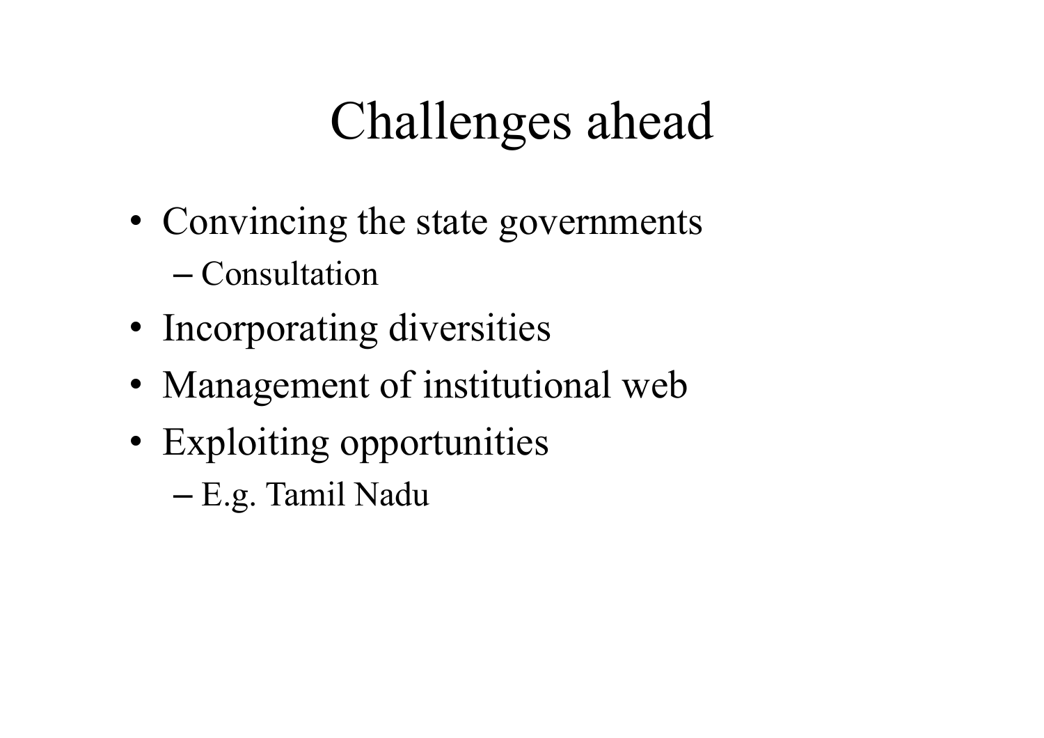# Challenges ahead

- Convincing the state governments
  - Consultation
- Incorporating diversities
- Management of institutional web
- Exploiting opportunities
  - E.g. Tamil Nadu